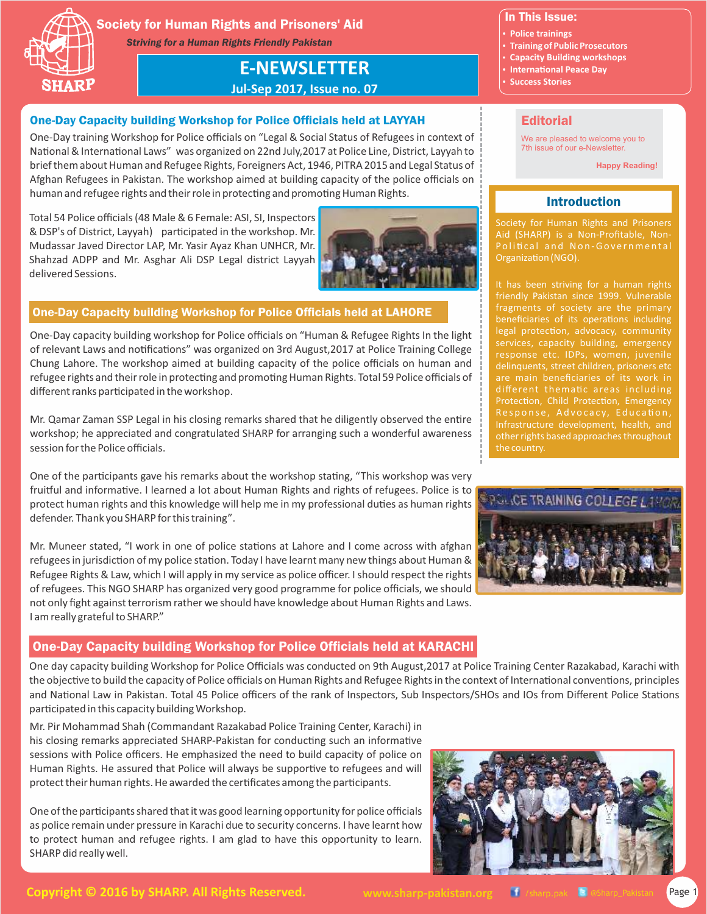# Society for Human Rights and Prisoners' Aid

*Striving for a Human Rights Friendly Pakistan*

SHARP

## E-NEWSLETTER

**Jul-Sep 2017, Issue no. 07**

**In This Issue:**

- Police trainings
- Training of Public Prosecutors
- Capacity Building workshops
- International Peace Day
- Success Stories

## One-Day Capacity building Workshop for Police Officials held at LAYYAH

One-Day training Workshop for Police officials on "Legal & Social Status of Refugees in context of National & International Laws" was organized on 22nd July,2017 at Police Line, District, Layyah to brief them about Human and Refugee Rights, Foreigners Act, 1946, PITRA 2015 and Legal Status of Afghan Refugees in Pakistan. The workshop aimed at building capacity of the police officials on human and refugee rights and their role in protecting and promoting Human Rights.

Total 54 Police officials (48 Male & 6 Female: ASI, SI, Inspectors & DSP's of District, Layyah) participated in the workshop. Mr. Mudassar Javed Director LAP, Mr. Yasir Ayaz Khan UNHCR, Mr. Shahzad ADPP and Mr. Asghar Ali DSP Legal district Layyah delivered Sessions.

## One-Day Capacity building Workshop for Police Officials held at LAHORE

One-Day capacity building workshop for Police officials on "Human & Refugee Rights In the light of relevant Laws and notifications" was organized on 3rd August,2017 at Police Training College Chung Lahore. The workshop aimed at building capacity of the police officials on human and refugee rights and their role in protecting and promoting Human Rights. Total 59 Police officials of different ranks participated in the workshop.

Mr. Qamar Zaman SSP Legal in his closing remarks shared that he diligently observed the entire workshop; he appreciated and congratulated SHARP for arranging such a wonderful awareness session for the Police officials.

One of the participants gave his remarks about the workshop stating, "This workshop was very fruitful and informative. I learned a lot about Human Rights and rights of refugees. Police is to protect human rights and this knowledge will help me in my professional duties as human rights defender. Thank you SHARP for this training".

Mr. Muneer stated, "I work in one of police stations at Lahore and I come across with afghan refugees in jurisdiction of my police station. Today I have learnt many new things about Human & Refugee Rights & Law, which I will apply in my service as police officer. I should respect the rights of refugees. This NGO SHARP has organized very good programme for police officials, we should not only fight against terrorism rather we should have knowledge about Human Rights and Laws. I am really grateful to SHARP."

## Editorial

We are pleased to welcome you to 7th issue of our e-Newsletter.

**Happy Reading!**

## Introduction

Society for Human Rights and Prisoners Aid (SHARP) is a Non-Profitable, Non-Political and Non-Governmental Organization (NGO).

It has been striving for a human rights friendly Pakistan since 1999. Vulnerable fragments of society are the primary beneficiaries of its operations including legal protection, advocacy, community services, capacity building, emergency response etc. IDPs, women, juvenile delinquents, street children, prisoners etc are main beneficiaries of its work in different thematic areas including Protection, Child Protection, Emergency Response, Advocacy, Education, Infrastructure development, health, and other rights based approaches throughout the country.

## One-Day Capacity building Workshop for Police Officials held at KARACHI

One day capacity building Workshop for Police Officials was conducted on 9th August,2017 at Police Training Center Razakabad, Karachi with the objective to build the capacity of Police officials on Human Rights and Refugee Rights in the context of International conventions, principles and National Law in Pakistan. Total 45 Police officers of the rank of Inspectors, Sub Inspectors/SHOs and IOs from Different Police Stations participated in this capacity building Workshop.

Mr. Pir Mohammad Shah (Commandant Razakabad Police Training Center, Karachi) in his closing remarks appreciated SHARP-Pakistan for conducting such an informative sessions with Police officers. He emphasized the need to build capacity of police on Human Rights. He assured that Police will always be supportive to refugees and will protect their human rights. He awarded the certificates among the participants.

One of the participants shared that it was good learning opportunity for police officials as police remain under pressure in Karachi due to security concerns. I have learnt how to protect human and refugee rights. I am glad to have this opportunity to learn. SHARP did really well.

**Copyright © 2016 by SHARP. All Rights Reserved.** www.sharp-pakistan.org /sharp.pak @Sharp_Pakistan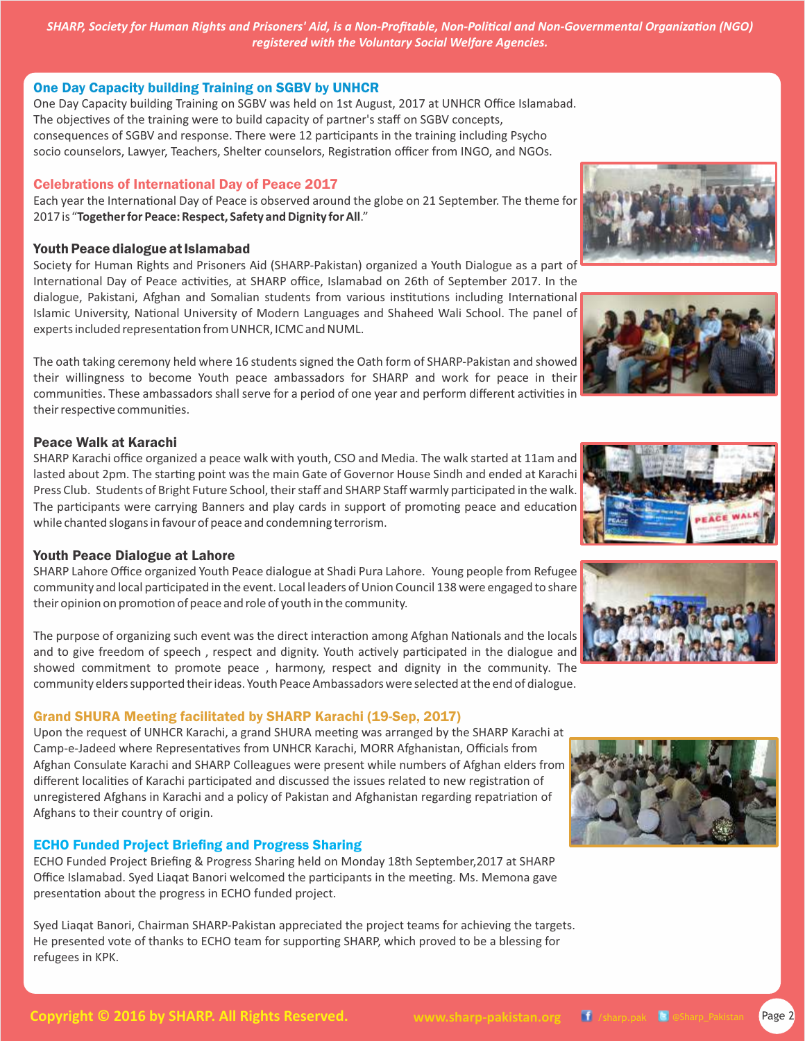*SHARP, Society for Human Rights and Prisoners' Aid, is a Non-Profitable, Non-Political and Non-Governmental Organization (NGO) registered with the Voluntary Social Welfare Agencies.*

## One Day Capacity building Training on SGBV by UNHCR

One Day Capacity building Training on SGBV was held on 1st August, 2017 at UNHCR Office Islamabad. The objectives of the training were to build capacity of partner's staff on SGBV concepts, consequences of SGBV and response. There were 12 participants in the training including Psycho socio counselors, Lawyer, Teachers, Shelter counselors, Registration officer from INGO, and NGOs.

## Celebrations of International Day of Peace 2017

Each year the International Day of Peace is observed around the globe on 21 September. The theme for 2017 is "**Together for Peace: Respect, Safety and Dignity for All**."

### Youth Peace dialogue at Islamabad

Society for Human Rights and Prisoners Aid (SHARP-Pakistan) organized a Youth Dialogue as a part of International Day of Peace activities, at SHARP office, Islamabad on 26th of September 2017. In the dialogue, Pakistani, Afghan and Somalian students from various institutions including International Islamic University, National University of Modern Languages and Shaheed Wali School. The panel of experts included representation from UNHCR, ICMC and NUML.

The oath taking ceremony held where 16 students signed the Oath form of SHARP-Pakistan and showed their willingness to become Youth peace ambassadors for SHARP and work for peace in their communities. These ambassadors shall serve for a period of one year and perform different activities in their respective communities.

### Peace Walk at Karachi

SHARP Karachi office organized a peace walk with youth, CSO and Media. The walk started at 11am and lasted about 2pm. The starting point was the main Gate of Governor House Sindh and ended at Karachi Press Club. Students of Bright Future School, their staff and SHARP Staff warmly participated in the walk. The participants were carrying Banners and play cards in support of promoting peace and education while chanted slogans in favour of peace and condemning terrorism.

### Youth Peace Dialogue at Lahore

SHARP Lahore Office organized Youth Peace dialogue at Shadi Pura Lahore. Young people from Refugee community and local participated in the event. Local leaders of Union Council 138 were engaged to share their opinion on promotion of peace and role of youth in the community.

The purpose of organizing such event was the direct interaction among Afghan Nationals and the locals and to give freedom of speech , respect and dignity. Youth actively participated in the dialogue and showed commitment to promote peace , harmony, respect and dignity in the community. The community elders supported their ideas. Youth Peace Ambassadors were selected at the end of dialogue.

## Grand SHURA Meeting facilitated by SHARP Karachi (19-Sep, 2017)

Upon the request of UNHCR Karachi, a grand SHURA meeting was arranged by the SHARP Karachi at Camp-e-Jadeed where Representatives from UNHCR Karachi, MORR Afghanistan, Officials from Afghan Consulate Karachi and SHARP Colleagues were present while numbers of Afghan elders from different localities of Karachi participated and discussed the issues related to new registration of unregistered Afghans in Karachi and a policy of Pakistan and Afghanistan regarding repatriation of Afghans to their country of origin.

## ECHO Funded Project Briefing and Progress Sharing

ECHO Funded Project Briefing & Progress Sharing held on Monday 18th September,2017 at SHARP Office Islamabad. Syed Liaqat Banori welcomed the participants in the meeting. Ms. Memona gave presentation about the progress in ECHO funded project.

Syed Liaqat Banori, Chairman SHARP-Pakistan appreciated the project teams for achieving the targets. He presented vote of thanks to ECHO team for supporting SHARP, which proved to be a blessing for refugees in KPK.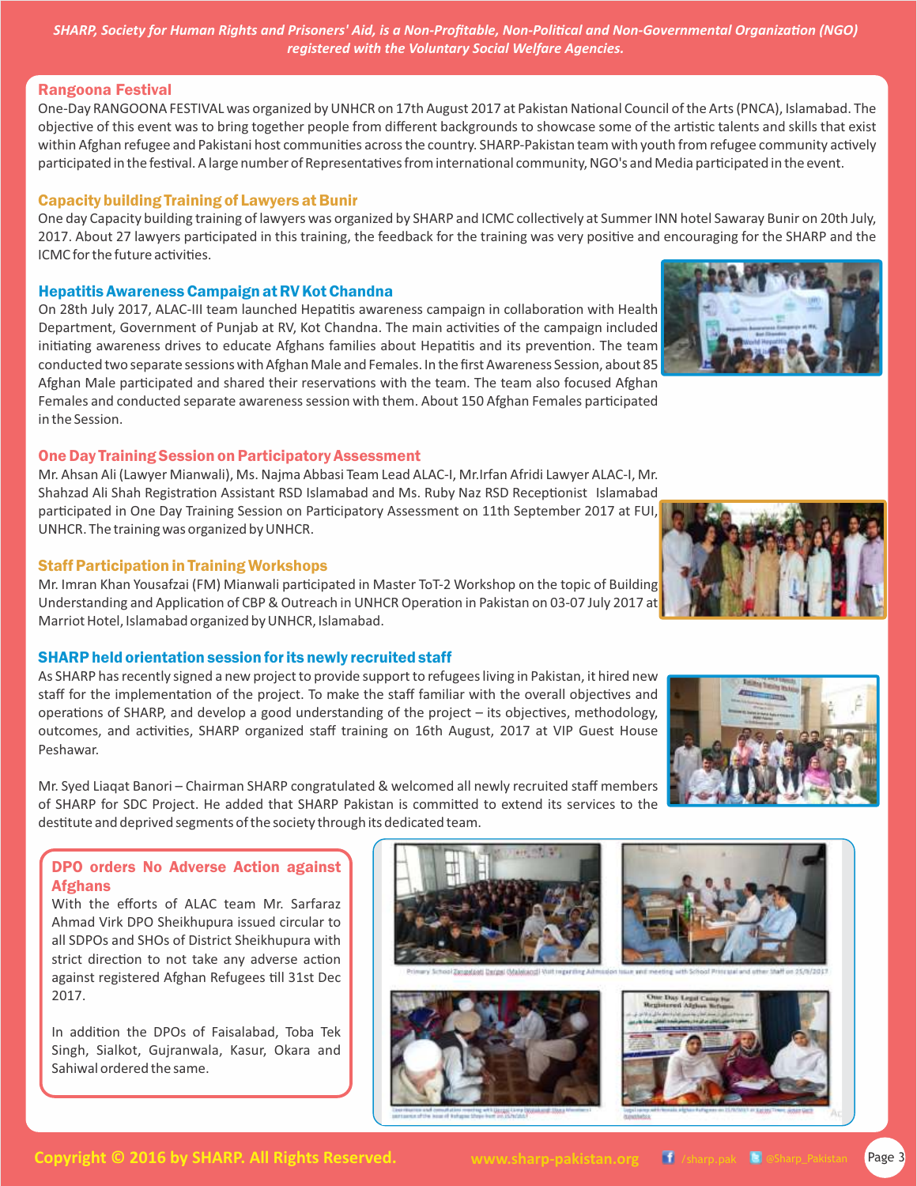## Rangoona Festival

One-Day RANGOONA FESTIVAL was organized by UNHCR on 17th August 2017 at Pakistan National Council of the Arts (PNCA), Islamabad. The objective of this event was to bring together people from different backgrounds to showcase some of the artistic talents and skills that exist within Afghan refugee and Pakistani host communities across the country. SHARP-Pakistan team with youth from refugee community actively participated in the festival. A large number of Representatives from international community, NGO's and Media participated in the event.

## Capacity building Training of Lawyers at Bunir

One day Capacity building training of lawyers was organized by SHARP and ICMC collectively at Summer INN hotel Sawaray Bunir on 20th July, 2017. About 27 lawyers participated in this training, the feedback for the training was very positive and encouraging for the SHARP and the ICMC for the future activities.

## Hepatitis Awareness Campaign at RV Kot Chandna

On 28th July 2017, ALAC-III team launched Hepatitis awareness campaign in collaboration with Health Department, Government of Punjab at RV, Kot Chandna. The main activities of the campaign included initiating awareness drives to educate Afghans families about Hepatitis and its prevention. The team conducted two separate sessions with Afghan Male and Females. In the first Awareness Session, about 85 Afghan Male participated and shared their reservations with the team. The team also focused Afghan Females and conducted separate awareness session with them. About 150 Afghan Females participated in the Session.

## One Day Training Session on Participatory Assessment

Mr. Ahsan Ali (Lawyer Mianwali), Ms. Najma Abbasi Team Lead ALAC-I, Mr.Irfan Afridi Lawyer ALAC-I, Mr. Shahzad Ali Shah Registration Assistant RSD Islamabad and Ms. Ruby Naz RSD Receptionist Islamabad participated in One Day Training Session on Participatory Assessment on 11th September 2017 at FUI, UNHCR. The training was organized by UNHCR.

## Staff Participation in Training Workshops

Mr. Imran Khan Yousafzai (FM) Mianwali participated in Master ToT-2 Workshop on the topic of Building Understanding and Application of CBP & Outreach in UNHCR Operation in Pakistan on 03-07 July 2017 at Marriot Hotel, Islamabad organized by UNHCR, Islamabad.

## SHARP held orientation session for its newly recruited staff

As SHARP has recently signed a new project to provide support to refugees living in Pakistan, it hired new staff for the implementation of the project. To make the staff familiar with the overall objectives and operations of SHARP, and develop a good understanding of the project – its objectives, methodology, outcomes, and activities, SHARP organized staff training on 16th August, 2017 at VIP Guest House Peshawar.

Mr. Syed Liaqat Banori – Chairman SHARP congratulated & welcomed all newly recruited staff members of SHARP for SDC Project. He added that SHARP Pakistan is committed to extend its services to the destitute and deprived segments of the society through its dedicated team.

## DPO orders No Adverse Action against Afghans

With the efforts of ALAC team Mr. Sarfaraz Ahmad Virk DPO Sheikhupura issued circular to all SDPOs and SHOs of District Sheikhupura with strict direction to not take any adverse action against registered Afghan Refugees till 31st Dec 2017.

In addition the DPOs of Faisalabad, Toba Tek Singh, Sialkot, Gujranwala, Kasur, Okara and Sahiwal ordered the same.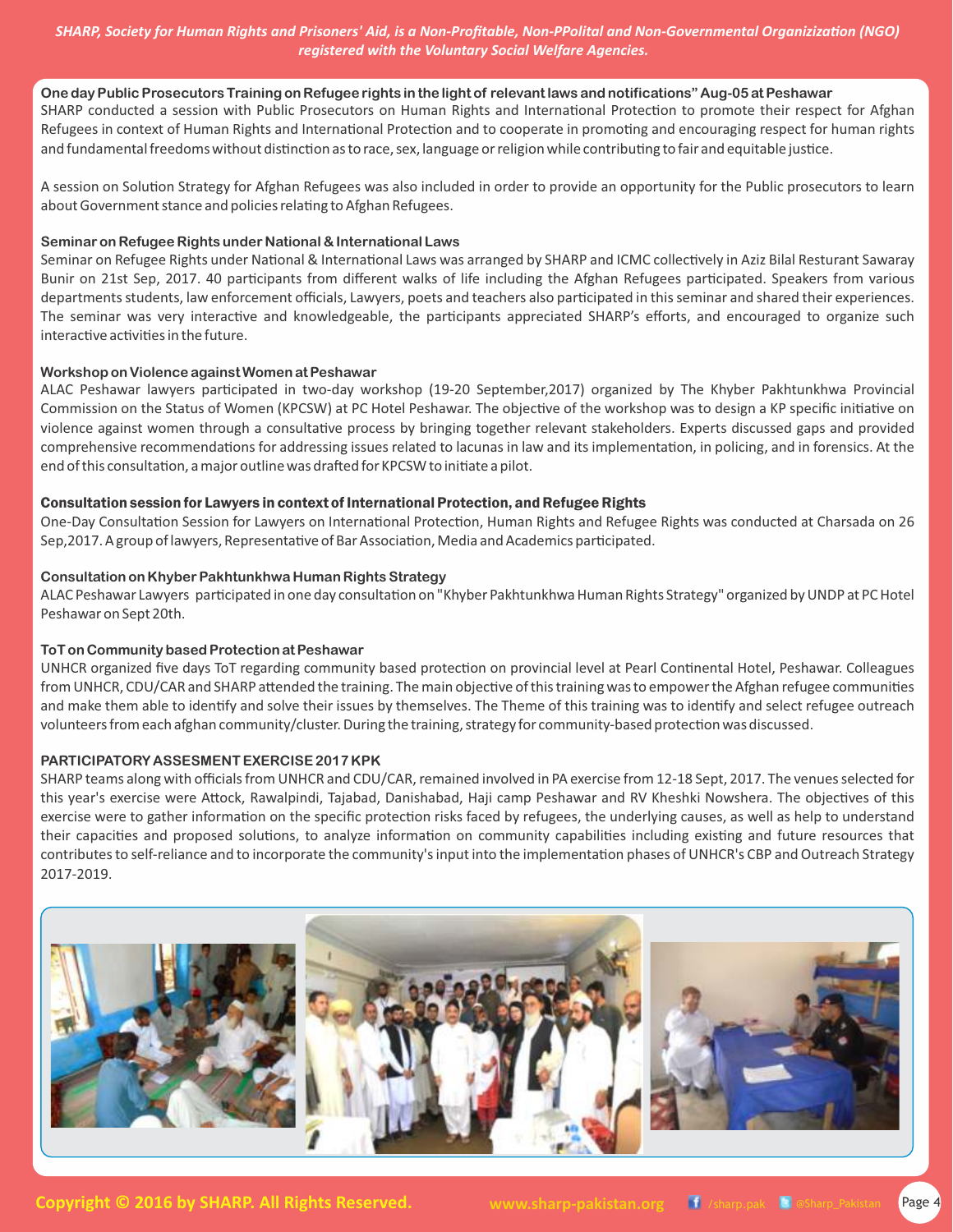### One day Public Prosecutors Training on Refugee rights in the light of relevant laws and notifications" Aug-05 at Peshawar

SHARP conducted a session with Public Prosecutors on Human Rights and International Protection to promote their respect for Afghan Refugees in context of Human Rights and International Protection and to cooperate in promoting and encouraging respect for human rights and fundamental freedoms without distinction as to race, sex, language or religion while contributing to fair and equitable justice.

A session on Solution Strategy for Afghan Refugees was also included in order to provide an opportunity for the Public prosecutors to learn about Government stance and policies relating to Afghan Refugees.

### Seminar on Refugee Rights under National & International Laws

Seminar on Refugee Rights under National & International Laws was arranged by SHARP and ICMC collectively in Aziz Bilal Resturant Sawaray Bunir on 21st Sep, 2017. 40 participants from different walks of life including the Afghan Refugees participated. Speakers from various departments students, law enforcement officials, Lawyers, poets and teachers also participated in this seminar and shared their experiences. The seminar was very interactive and knowledgeable, the participants appreciated SHARP's efforts, and encouraged to organize such interactive activities in the future.

### Workshop on Violence against Women at Peshawar

ALAC Peshawar lawyers participated in two-day workshop (19-20 September,2017) organized by The Khyber Pakhtunkhwa Provincial Commission on the Status of Women (KPCSW) at PC Hotel Peshawar. The objective of the workshop was to design a KP specific initiative on violence against women through a consultative process by bringing together relevant stakeholders. Experts discussed gaps and provided comprehensive recommendations for addressing issues related to lacunas in law and its implementation, in policing, and in forensics. At the end of this consultation, a major outline was drafted for KPCSW to initiate a pilot.

### Consultation session for Lawyers in context of International Protection, and Refugee Rights

One-Day Consultation Session for Lawyers on International Protection, Human Rights and Refugee Rights was conducted at Charsada on 26 Sep,2017. A group of lawyers, Representative of Bar Association, Media and Academics participated.

### Consultation on Khyber Pakhtunkhwa Human Rights Strategy

ALAC Peshawar Lawyers participated in one day consultation on "Khyber Pakhtunkhwa Human Rights Strategy" organized by UNDP at PC Hotel Peshawar on Sept 20th.

### ToT on Community based Protection at Peshawar

UNHCR organized five days ToT regarding community based protection on provincial level at Pearl Continental Hotel, Peshawar. Colleagues from UNHCR, CDU/CAR and SHARP attended the training. The main objective of this training was to empower the Afghan refugee communities and make them able to identify and solve their issues by themselves. The Theme of this training was to identify and select refugee outreach volunteers from each afghan community/cluster. During the training, strategy for community-based protection was discussed.

### PARTICIPATORY ASSESMENT EXERCISE 2017 KPK

SHARP teams along with officials from UNHCR and CDU/CAR, remained involved in PA exercise from 12-18 Sept, 2017. The venues selected for this year's exercise were Attock, Rawalpindi, Tajabad, Danishabad, Haji camp Peshawar and RV Kheshki Nowshera. The objectives of this exercise were to gather information on the specific protection risks faced by refugees, the underlying causes, as well as help to understand their capacities and proposed solutions, to analyze information on community capabilities including existing and future resources that contributes to self-reliance and to incorporate the community's input into the implementation phases of UNHCR's CBP and Outreach Strategy 2017-2019.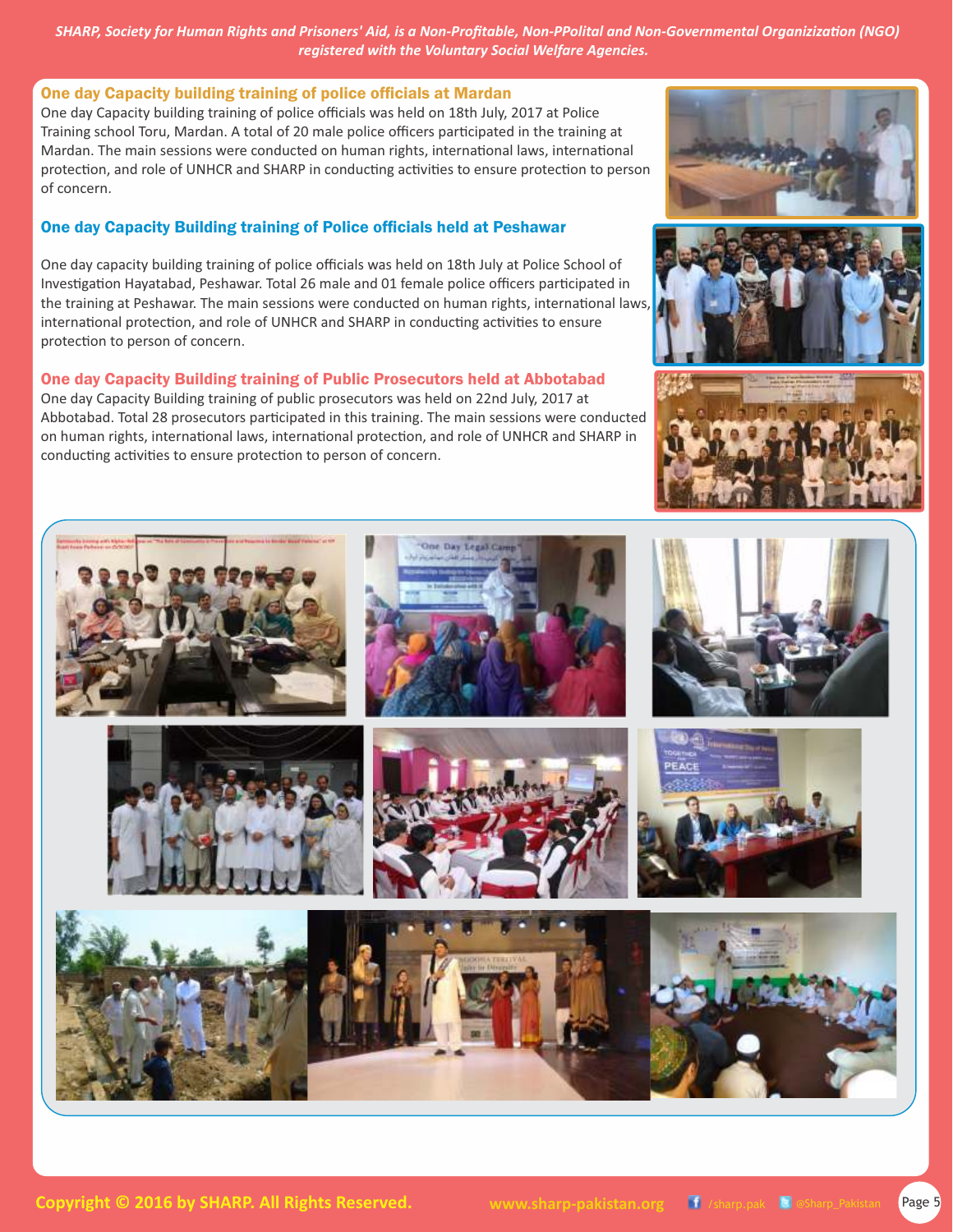## One day Capacity building training of police officials at Mardan

One day Capacity building training of police officials was held on 18th July, 2017 at Police Training school Toru, Mardan. A total of 20 male police officers participated in the training at Mardan. The main sessions were conducted on human rights, international laws, international protection, and role of UNHCR and SHARP in conducting activities to ensure protection to person of concern.

## One day Capacity Building training of Police officials held at Peshawar

One day capacity building training of police officials was held on 18th July at Police School of Investigation Hayatabad, Peshawar. Total 26 male and 01 female police officers participated in the training at Peshawar. The main sessions were conducted on human rights, international laws, international protection, and role of UNHCR and SHARP in conducting activities to ensure protection to person of concern.

## One day Capacity Building training of Public Prosecutors held at Abbotabad

One day Capacity Building training of public prosecutors was held on 22nd July, 2017 at Abbotabad. Total 28 prosecutors participated in this training. The main sessions were conducted on human rights, international laws, international protection, and role of UNHCR and SHARP in conducting activities to ensure protection to person of concern.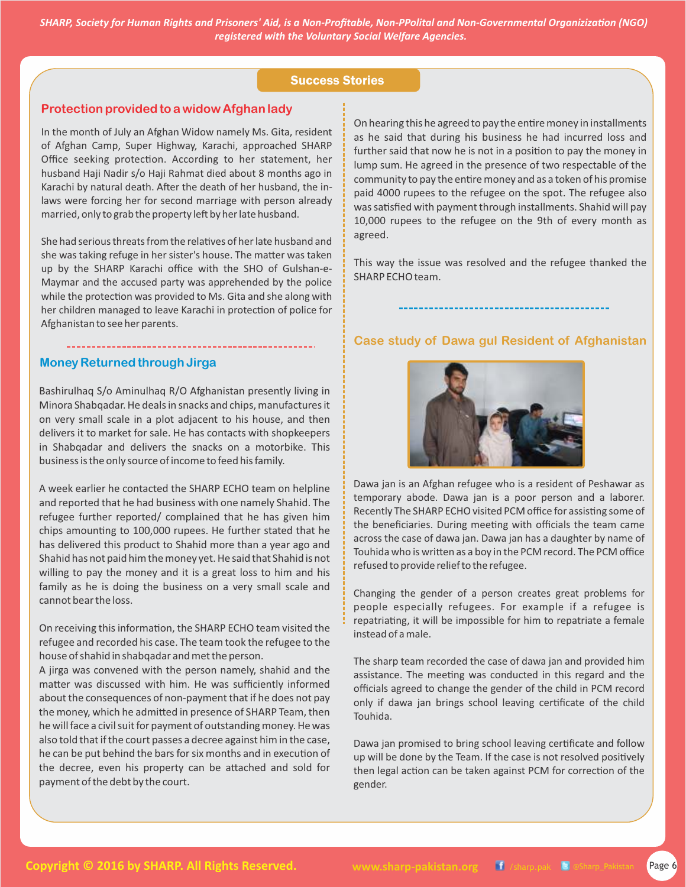## Success Stories

### Protection provided to a widow Afghan lady

In the month of July an Afghan Widow namely Ms. Gita, resident of Afghan Camp, Super Highway, Karachi, approached SHARP Office seeking protection. According to her statement, her husband Haji Nadir s/o Haji Rahmat died about 8 months ago in Karachi by natural death. After the death of her husband, the in-laws were forcing her for second marriage with person already married, only to grab the property left by her late husband.

She had serious threats from the relatives of her late husband and she was taking refuge in her sister's house. The matter was taken up by the SHARP Karachi office with the SHO of Gulshan-e-Maymar and the accused party was apprehended by the police while the protection was provided to Ms. Gita and she along with her children managed to leave Karachi in protection of police for Afghanistan to see her parents.

### Money Returned through Jirga

Bashirulhaq S/o Aminulhaq R/O Afghanistan presently living in Minora Shabqadar. He deals in snacks and chips, manufactures it on very small scale in a plot adjacent to his house, and then delivers it to market for sale. He has contacts with shopkeepers in Shabqadar and delivers the snacks on a motorbike. This business is the only source of income to feed his family.

A week earlier he contacted the SHARP ECHO team on helpline and reported that he had business with one namely Shahid. The refugee further reported/ complained that he has given him chips amounting to 100,000 rupees. He further stated that he has delivered this product to Shahid more than a year ago and Shahid has not paid him the money yet. He said that Shahid is not willing to pay the money and it is a great loss to him and his family as he is doing the business on a very small scale and cannot bear the loss.

On receiving this information, the SHARP ECHO team visited the refugee and recorded his case. The team took the refugee to the house of shahid in shabqadar and met the person.
A jirga was convened with the person namely, shahid and the matter was discussed with him. He was sufficiently informed about the consequences of non-payment that if he does not pay the money, which he admitted in presence of SHARP Team, then he will face a civil suit for payment of outstanding money. He was also told that if the court passes a decree against him in the case, he can be put behind the bars for six months and in execution of the decree, even his property can be attached and sold for payment of the debt by the court.

On hearing this he agreed to pay the entire money in installments as he said that during his business he had incurred loss and further said that now he is not in a position to pay the money in lump sum. He agreed in the presence of two respectable of the community to pay the entire money and as a token of his promise paid 4000 rupees to the refugee on the spot. The refugee also was satisfied with payment through installments. Shahid will pay 10,000 rupees to the refugee on the 9th of every month as agreed.

This way the issue was resolved and the refugee thanked the SHARP ECHO team.

### Case study of Dawa gul Resident of Afghanistan

Dawa jan is an Afghan refugee who is a resident of Peshawar as temporary abode. Dawa jan is a poor person and a laborer. Recently The SHARP ECHO visited PCM office for assisting some of the beneficiaries. During meeting with officials the team came across the case of dawa jan. Dawa jan has a daughter by name of Touhida who is written as a boy in the PCM record. The PCM office refused to provide relief to the refugee.

Changing the gender of a person creates great problems for people especially refugees. For example if a refugee is repatriating, it will be impossible for him to repatriate a female instead of a male.

The sharp team recorded the case of dawa jan and provided him assistance. The meeting was conducted in this regard and the officials agreed to change the gender of the child in PCM record only if dawa jan brings school leaving certificate of the child Touhida.

Dawa jan promised to bring school leaving certificate and follow up will be done by the Team. If the case is not resolved positively then legal action can be taken against PCM for correction of the gender.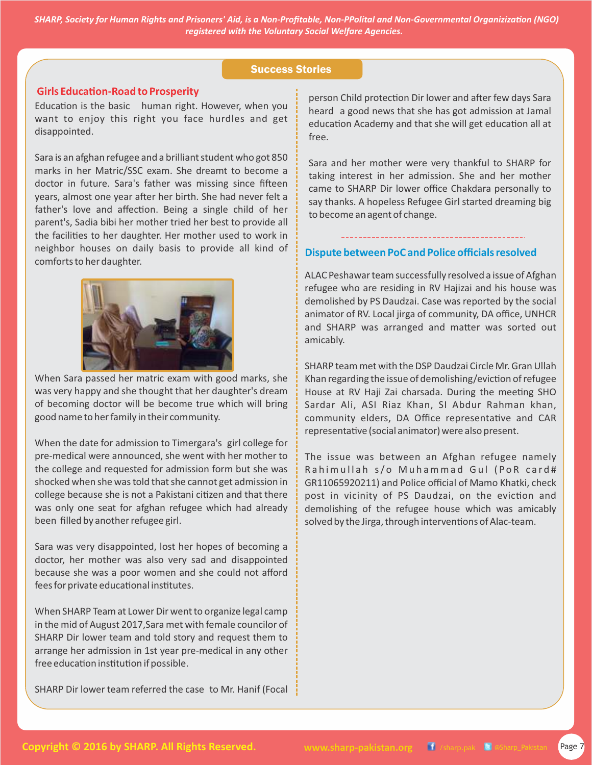## Success Stories

### Girls Education-Road to Prosperity

Education is the basic human right. However, when you want to enjoy this right you face hurdles and get disappointed.

Sara is an afghan refugee and a brilliant student who got 850 marks in her Matric/SSC exam. She dreamt to become a doctor in future. Sara's father was missing since fifteen years, almost one year after her birth. She had never felt a father's love and affection. Being a single child of her parent's, Sadia bibi her mother tried her best to provide all the facilities to her daughter. Her mother used to work in neighbor houses on daily basis to provide all kind of comforts to her daughter.

When Sara passed her matric exam with good marks, she was very happy and she thought that her daughter's dream of becoming doctor will be become true which will bring good name to her family in their community.

When the date for admission to Timergara's girl college for pre-medical were announced, she went with her mother to the college and requested for admission form but she was shocked when she was told that she cannot get admission in college because she is not a Pakistani citizen and that there was only one seat for afghan refugee which had already been filled by another refugee girl.

Sara was very disappointed, lost her hopes of becoming a doctor, her mother was also very sad and disappointed because she was a poor women and she could not afford fees for private educational institutes.

When SHARP Team at Lower Dir went to organize legal camp in the mid of August 2017,Sara met with female councilor of SHARP Dir lower team and told story and request them to arrange her admission in 1st year pre-medical in any other free education institution if possible.

SHARP Dir lower team referred the case to Mr. Hanif (Focal person Child protection Dir lower and after few days Sara heard a good news that she has got admission at Jamal education Academy and that she will get education all at free.

Sara and her mother were very thankful to SHARP for taking interest in her admission. She and her mother came to SHARP Dir lower office Chakdara personally to say thanks. A hopeless Refugee Girl started dreaming big to become an agent of change.

### Dispute between PoC and Police officials resolved

ALAC Peshawar team successfully resolved a issue of Afghan refugee who are residing in RV Hajizai and his house was demolished by PS Daudzai. Case was reported by the social animator of RV. Local jirga of community, DA office, UNHCR and SHARP was arranged and matter was sorted out amicably.

SHARP team met with the DSP Daudzai Circle Mr. Gran Ullah Khan regarding the issue of demolishing/eviction of refugee House at RV Haji Zai charsada. During the meeting SHO Sardar Ali, ASI Riaz Khan, SI Abdur Rahman khan, community elders, DA Office representative and CAR representative (social animator) were also present.

The issue was between an Afghan refugee namely Rahimullah s/o Muhammad Gul (PoR card# GR11065920211) and Police official of Mamo Khatki, check post in vicinity of PS Daudzai, on the eviction and demolishing of the refugee house which was amicably solved by the Jirga, through interventions of Alac-team.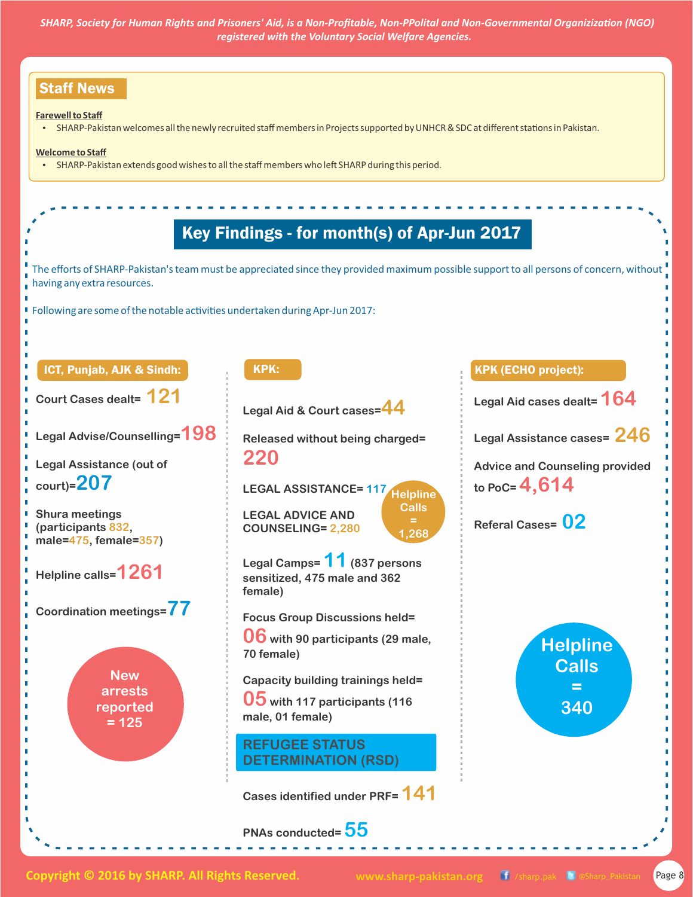*SHARP, Society for Human Rights and Prisoners' Aid, is a Non-Profitable, Non-PPolital and Non-Governmental Organizization (NGO) registered with the Voluntary Social Welfare Agencies.*

## Staff News

**Farewell to Staff**

- SHARP-Pakistan welcomes all the newly recruited staff members in Projects supported by UNHCR & SDC at different stations in Pakistan.

**Welcome to Staff**

- SHARP-Pakistan extends good wishes to all the staff members who left SHARP during this period.

## Key Findings - for month(s) of Apr-Jun 2017

The efforts of SHARP-Pakistan's team must be appreciated since they provided maximum possible support to all persons of concern, without having any extra resources.

Following are some of the notable activities undertaken during Apr-Jun 2017:

### ICT, Punjab, AJK & Sindh:

- Court Cases dealt= 121
- Legal Advise/Counselling=198
- Legal Assistance (out of court)=207
- Shura meetings (participants 832, male=475, female=357)
- Helpline calls=1261
- Coordination meetings=77

New arrests reported = 125

### KPK:

- Legal Aid & Court cases=44
- Released without being charged= 220
- LEGAL ASSISTANCE= 117
- LEGAL ADVICE AND COUNSELING= 2,280
- Legal Camps= 11 (837 persons sensitized, 475 male and 362 female)
- Focus Group Discussions held= 06 with 90 participants (29 male, 70 female)
- Capacity building trainings held= 05 with 117 participants (116 male, 01 female)

Helpline Calls = 1,268

#### REFUGEE STATUS DETERMINATION (RSD)

- Cases identified under PRF= 141
- PNAs conducted= 55

### KPK (ECHO project):

- Legal Aid cases dealt= 164
- Legal Assistance cases= 246
- Advice and Counseling provided to PoC= 4,614
- Referal Cases= 02

Helpline Calls = 340

Copyright © 2016 by SHARP. All Rights Reserved. www.sharp-pakistan.org /sharp.pak @Sharp_Pakistan